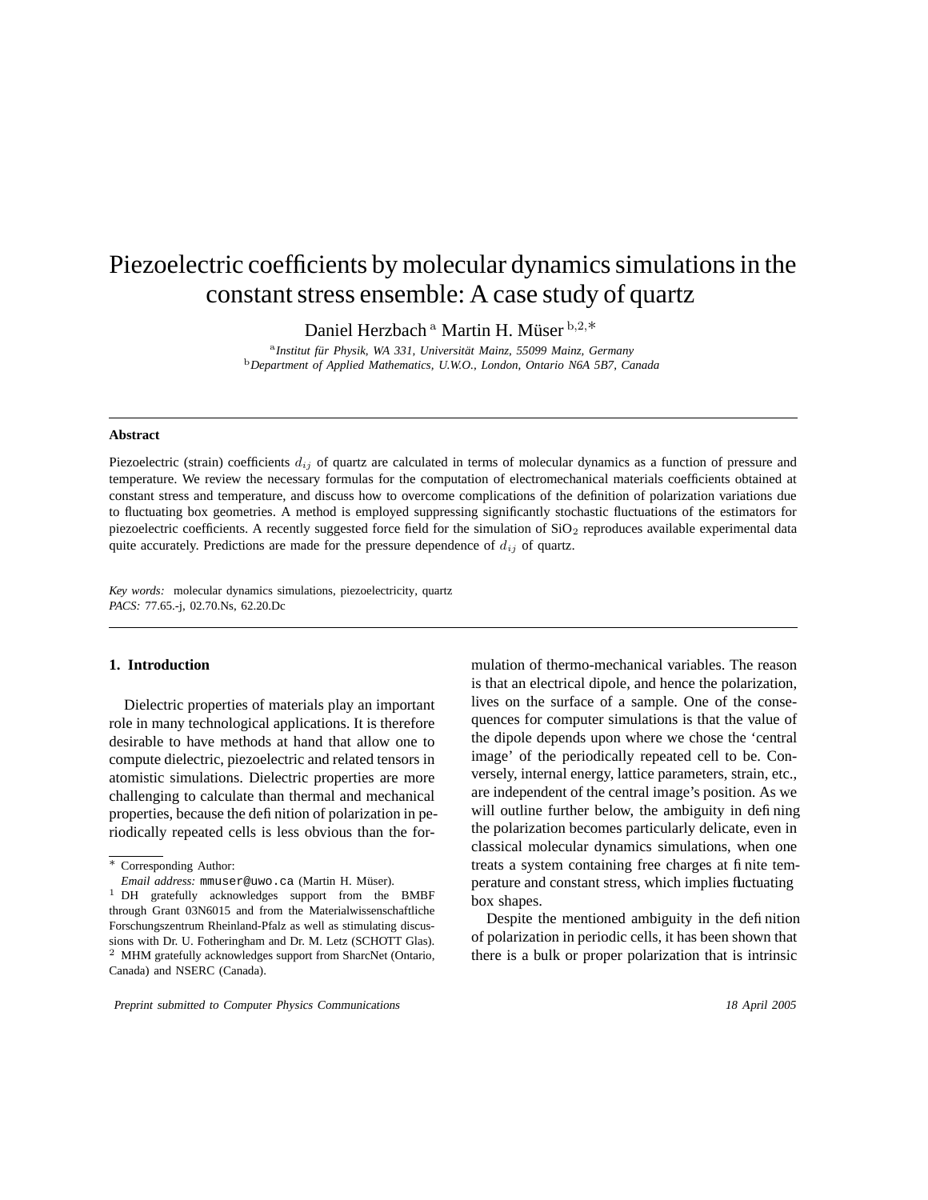# Piezoelectric coefficients by molecular dynamics simulations in the constant stress ensemble: A case study of quartz

Daniel Herzbach [a] Martin H. Müser [b,2,*]

[a] *Institut für Physik, WA 331, Universität Mainz, 55099 Mainz, Germany*
[b] *Department of Applied Mathematics, U.W.O., London, Ontario N6A 5B7, Canada*

---

**Abstract**

Piezoelectric (strain) coefficients $d_{ij}$ of quartz are calculated in terms of molecular dynamics as a function of pressure and temperature. We review the necessary formulas for the computation of electromechanical materials coefficients obtained at constant stress and temperature, and discuss how to overcome complications of the definition of polarization variations due to fluctuating box geometries. A method is employed suppressing significantly stochastic fluctuations of the estimators for piezoelectric coefficients. A recently suggested force field for the simulation of $SiO_2$ reproduces available experimental data quite accurately. Predictions are made for the pressure dependence of $d_{ij}$ of quartz.

*Key words:* molecular dynamics simulations, piezoelectricity, quartz
*PACS:* 77.65.-j, 02.70.Ns, 62.20.Dc

---

## 1. Introduction

Dielectric properties of materials play an important role in many technological applications. It is therefore desirable to have methods at hand that allow one to compute dielectric, piezoelectric and related tensors in atomistic simulations. Dielectric properties are more challenging to calculate than thermal and mechanical properties, because the definition of polarization in periodically repeated cells is less obvious than the formulation of thermo-mechanical variables. The reason is that an electrical dipole, and hence the polarization, lives on the surface of a sample. One of the consequences for computer simulations is that the value of the dipole depends upon where we chose the 'central image' of the periodically repeated cell to be. Conversely, internal energy, lattice parameters, strain, etc., are independent of the central image's position. As we will outline further below, the ambiguity in defining the polarization becomes particularly delicate, even in classical molecular dynamics simulations, when one treats a system containing free charges at finite temperature and constant stress, which implies fluctuating box shapes.

Despite the mentioned ambiguity in the definition of polarization in periodic cells, it has been shown that there is a bulk or proper polarization that is intrinsic

---

\* Corresponding Author:
*Email address:* mmuser@uwo.ca (Martin H. Müser).
[1] DH gratefully acknowledges support from the BMBF through Grant 03N6015 and from the Materialwissenschaftliche Forschungszentrum Rheinland-Pfalz as well as stimulating discussions with Dr. U. Fotheringham and Dr. M. Letz (SCHOTT Glas).
[2] MHM gratefully acknowledges support from SharcNet (Ontario, Canada) and NSERC (Canada).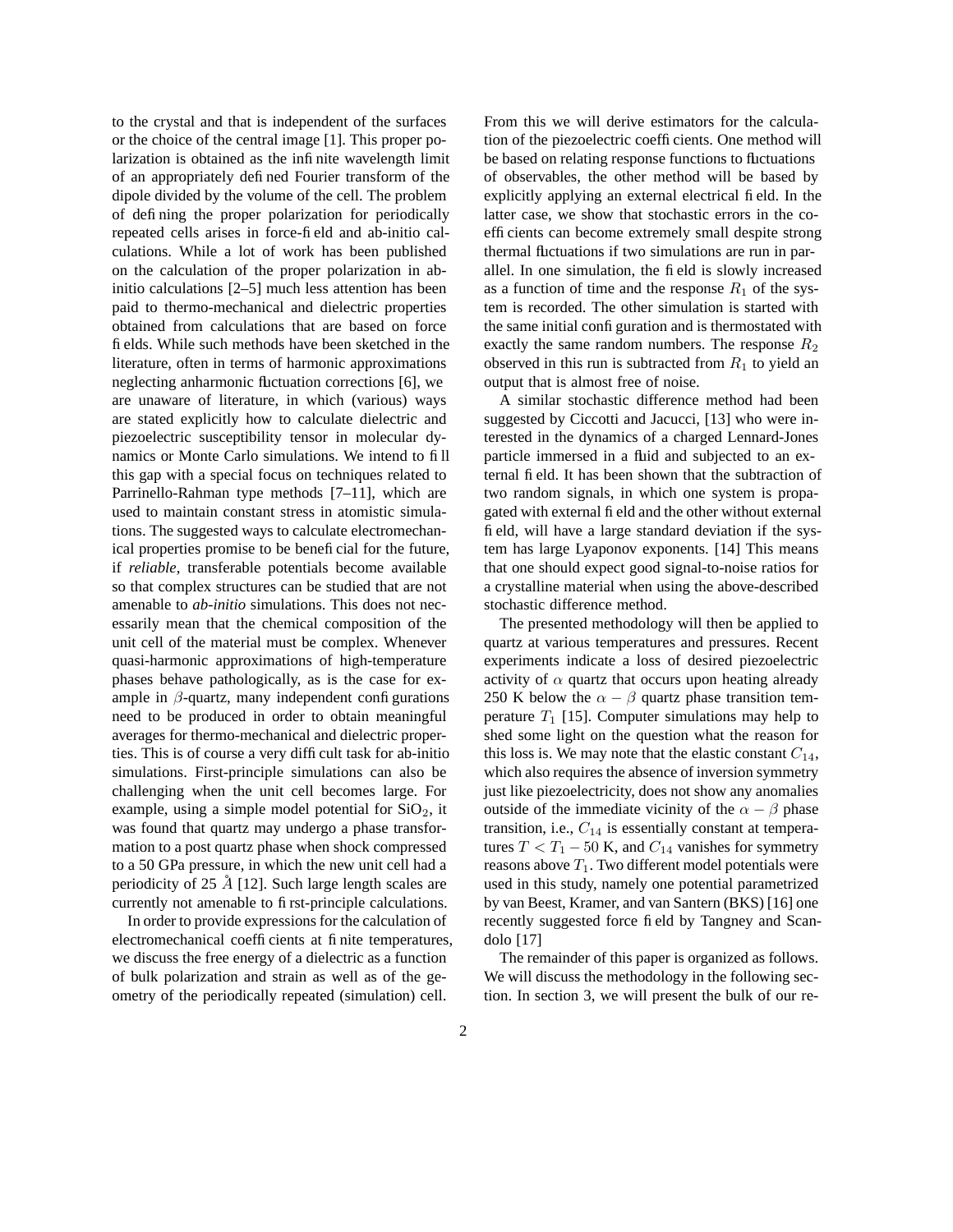to the crystal and that is independent of the surfaces or the choice of the central image [1]. This proper polarization is obtained as the infinite wavelength limit of an appropriately defined Fourier transform of the dipole divided by the volume of the cell. The problem of defining the proper polarization for periodically repeated cells arises in force-field and ab-initio calculations. While a lot of work has been published on the calculation of the proper polarization in ab-initio calculations [2–5] much less attention has been paid to thermo-mechanical and dielectric properties obtained from calculations that are based on force fields. While such methods have been sketched in the literature, often in terms of harmonic approximations neglecting anharmonic fluctuation corrections [6], we are unaware of literature, in which (various) ways are stated explicitly how to calculate dielectric and piezoelectric susceptibility tensor in molecular dynamics or Monte Carlo simulations. We intend to fill this gap with a special focus on techniques related to Parrinello-Rahman type methods [7–11], which are used to maintain constant stress in atomistic simulations. The suggested ways to calculate electromechanical properties promise to be beneficial for the future, if *reliable*, transferable potentials become available so that complex structures can be studied that are not amenable to *ab-initio* simulations. This does not necessarily mean that the chemical composition of the unit cell of the material must be complex. Whenever quasi-harmonic approximations of high-temperature phases behave pathologically, as is the case for example in $\beta$-quartz, many independent configurations need to be produced in order to obtain meaningful averages for thermo-mechanical and dielectric properties. This is of course a very difficult task for ab-initio simulations. First-principle simulations can also be challenging when the unit cell becomes large. For example, using a simple model potential for $SiO_2$, it was found that quartz may undergo a phase transformation to a post quartz phase when shock compressed to a 50 GPa pressure, in which the new unit cell had a periodicity of 25 $\mathring{A}$ [12]. Such large length scales are currently not amenable to first-principle calculations.

In order to provide expressions for the calculation of electromechanical coefficients at finite temperatures, we discuss the free energy of a dielectric as a function of bulk polarization and strain as well as of the geometry of the periodically repeated (simulation) cell. From this we will derive estimators for the calculation of the piezoelectric coefficients. One method will be based on relating response functions to fluctuations of observables, the other method will be based by explicitly applying an external electrical field. In the latter case, we show that stochastic errors in the coefficients can become extremely small despite strong thermal fluctuations if two simulations are run in parallel. In one simulation, the field is slowly increased as a function of time and the response $R_1$ of the system is recorded. The other simulation is started with the same initial configuration and is thermostated with exactly the same random numbers. The response $R_2$ observed in this run is subtracted from $R_1$ to yield an output that is almost free of noise.

A similar stochastic difference method had been suggested by Ciccotti and Jacucci, [13] who were interested in the dynamics of a charged Lennard-Jones particle immersed in a fluid and subjected to an external field. It has been shown that the subtraction of two random signals, in which one system is propagated with external field and the other without external field, will have a large standard deviation if the system has large Lyaponov exponents. [14] This means that one should expect good signal-to-noise ratios for a crystalline material when using the above-described stochastic difference method.

The presented methodology will then be applied to quartz at various temperatures and pressures. Recent experiments indicate a loss of desired piezoelectric activity of $\alpha$ quartz that occurs upon heating already 250 K below the $\alpha - \beta$ quartz phase transition temperature $T_1$ [15]. Computer simulations may help to shed some light on the question what the reason for this loss is. We may note that the elastic constant $C_{14}$, which also requires the absence of inversion symmetry just like piezoelectricity, does not show any anomalies outside of the immediate vicinity of the $\alpha - \beta$ phase transition, i.e., $C_{14}$ is essentially constant at temperatures $T < T_1 - 50$ K, and $C_{14}$ vanishes for symmetry reasons above $T_1$. Two different model potentials were used in this study, namely one potential parametrized by van Beest, Kramer, and van Santern (BKS) [16] one recently suggested force field by Tangney and Scandolo [17]

The remainder of this paper is organized as follows. We will discuss the methodology in the following section. In section 3, we will present the bulk of our re-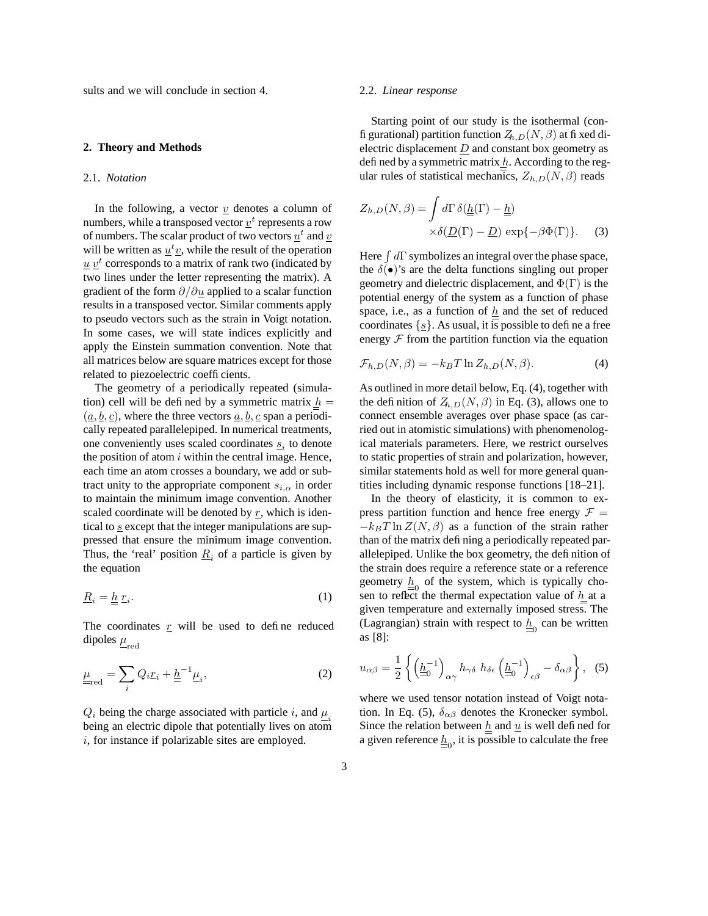sults and we will conclude in section 4.

## 2. Theory and Methods

### 2.1. *Notation*

In the following, a vector $\underline{v}$ denotes a column of numbers, while a transposed vector $\underline{v}^t$ represents a row of numbers. The scalar product of two vectors $\underline{u}^t$ and $\underline{v}$ will be written as $\underline{u}^t\underline{v}$, while the result of the operation $\underline{u}\,\underline{v}^t$ corresponds to a matrix of rank two (indicated by two lines under the letter representing the matrix). A gradient of the form $\partial/\partial\underline{u}$ applied to a scalar function results in a transposed vector. Similar comments apply to pseudo vectors such as the strain in Voigt notation. In some cases, we will state indices explicitly and apply the Einstein summation convention. Note that all matrices below are square matrices except for those related to piezoelectric coefficients.

The geometry of a periodically repeated (simulation) cell will be defined by a symmetric matrix $\underline{\underline{h}} = (\underline{a}, \underline{b}, \underline{c})$, where the three vectors $\underline{a}, \underline{b}, \underline{c}$ span a periodically repeated parallelepiped. In numerical treatments, one conveniently uses scaled coordinates $\underline{s}_i$ to denote the position of atom $i$ within the central image. Hence, each time an atom crosses a boundary, we add or subtract unity to the appropriate component $s_{i,\alpha}$ in order to maintain the minimum image convention. Another scaled coordinate will be denoted by $\underline{r}$, which is identical to $\underline{s}$ except that the integer manipulations are suppressed that ensure the minimum image convention. Thus, the 'real' position $\underline{R}_i$ of a particle is given by the equation

$$\underline{R}_i = \underline{\underline{h}}\,\underline{r}_i. \tag{1}$$

The coordinates $\underline{r}$ will be used to define reduced dipoles $\underline{\mu}_{\rm red}$

$$\underline{\mu}_{\rm red} = \sum_i Q_i \underline{r}_i + \underline{\underline{h}}^{-1}\underline{\mu}_i, \tag{2}$$

$Q_i$ being the charge associated with particle $i$, and $\underline{\mu}_i$ being an electric dipole that potentially lives on atom $i$, for instance if polarizable sites are employed.

### 2.2. *Linear response*

Starting point of our study is the isothermal (configurational) partition function $Z_{h,D}(N,\beta)$ at fixed dielectric displacement $\underline{D}$ and constant box geometry as defined by a symmetric matrix $\underline{\underline{h}}$. According to the regular rules of statistical mechanics, $Z_{h,D}(N,\beta)$ reads

$$Z_{h,D}(N,\beta) = \int d\Gamma\, \delta(\underline{\underline{h}}(\Gamma) - \underline{\underline{h}}) \times \delta(\underline{D}(\Gamma) - \underline{D})\, \exp\{-\beta\Phi(\Gamma)\}. \tag{3}$$

Here $\int d\Gamma$ symbolizes an integral over the phase space, the $\delta(\bullet)$'s are the delta functions singling out proper geometry and dielectric displacement, and $\Phi(\Gamma)$ is the potential energy of the system as a function of phase space, i.e., as a function of $\underline{\underline{h}}$ and the set of reduced coordinates $\{\underline{s}\}$. As usual, it is possible to define a free energy $\mathcal{F}$ from the partition function via the equation

$$\mathcal{F}_{h,D}(N,\beta) = -k_B T \ln Z_{h,D}(N,\beta). \tag{4}$$

As outlined in more detail below, Eq. (4), together with the definition of $Z_{h,D}(N,\beta)$ in Eq. (3), allows one to connect ensemble averages over phase space (as carried out in atomistic simulations) with phenomenological materials parameters. Here, we restrict ourselves to static properties of strain and polarization, however, similar statements hold as well for more general quantities including dynamic response functions [18–21].

In the theory of elasticity, it is common to express partition function and hence free energy $\mathcal{F} = -k_B T \ln Z(N,\beta)$ as a function of the strain rather than of the matrix defining a periodically repeated parallelepiped. Unlike the box geometry, the definition of the strain does require a reference state or a reference geometry $\underline{\underline{h}}_0$ of the system, which is typically chosen to reflect the thermal expectation value of $\underline{\underline{h}}$ at a given temperature and externally imposed stress. The (Lagrangian) strain with respect to $\underline{\underline{h}}_0$ can be written as [8]:

$$u_{\alpha\beta} = \frac{1}{2}\left\{ \left(\underline{\underline{h}}_0^{-1}\right)_{\alpha\gamma} h_{\gamma\delta}\, h_{\delta\epsilon} \left(\underline{\underline{h}}_0^{-1}\right)_{\epsilon\beta} - \delta_{\alpha\beta} \right\}, \tag{5}$$

where we used tensor notation instead of Voigt notation. In Eq. (5), $\delta_{\alpha\beta}$ denotes the Kronecker symbol. Since the relation between $\underline{\underline{h}}$ and $\underline{u}$ is well defined for a given reference $\underline{\underline{h}}_0$, it is possible to calculate the free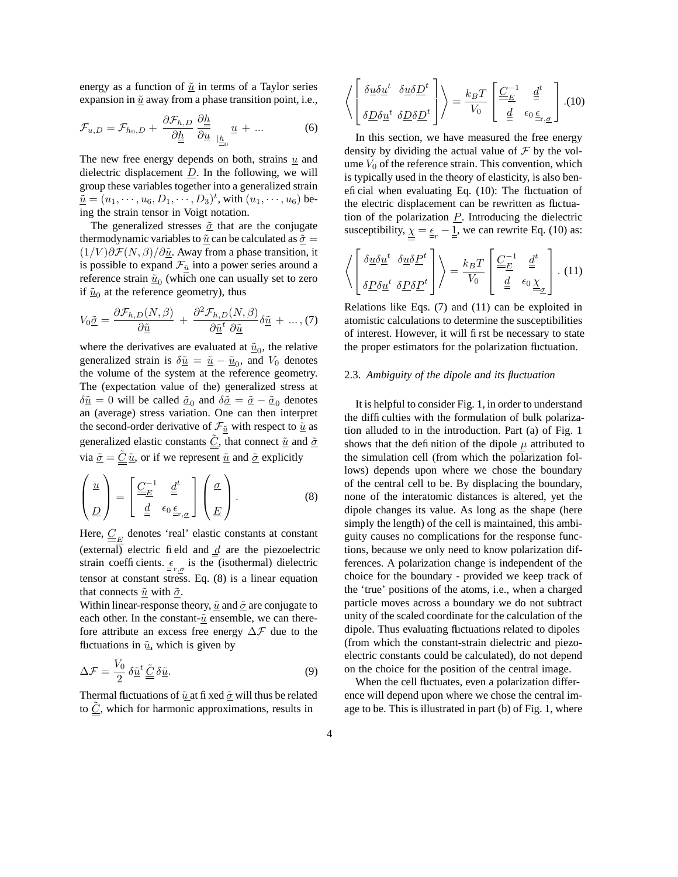energy as a function of $\tilde{\underline{u}}$ in terms of a Taylor series expansion in $\tilde{\underline{u}}$ away from a phase transition point, i.e.,

$$\mathcal{F}_{u,D} = \mathcal{F}_{h_0,D} + \frac{\partial \mathcal{F}_{h,D}}{\partial \underline{\underline{h}}} \frac{\partial \underline{\underline{h}}}{\partial \underline{u}}\bigg|_{\underline{\underline{h}}_0} \underline{u} + ... \tag{6}$$

The new free energy depends on both, strains $\underline{u}$ and dielectric displacement $\underline{D}$. In the following, we will group these variables together into a generalized strain $\tilde{\underline{u}} = (u_1, \cdots, u_6, D_1, \cdots, D_3)^t$, with $(u_1, \cdots, u_6)$ being the strain tensor in Voigt notation.

The generalized stresses $\tilde{\underline{\sigma}}$ that are the conjugate thermodynamic variables to $\tilde{\underline{u}}$ can be calculated as $\tilde{\underline{\sigma}} = (1/V)\partial\mathcal{F}(N,\beta)/\partial\tilde{\underline{u}}$. Away from a phase transition, it is possible to expand $\mathcal{F}_{\tilde{\underline{u}}}$ into a power series around a reference strain $\tilde{\underline{u}}_0$ (which one can usually set to zero if $\tilde{\underline{u}}_0$ at the reference geometry), thus

$$V_0\tilde{\underline{\sigma}} = \frac{\partial \mathcal{F}_{h,D}(N,\beta)}{\partial \tilde{\underline{u}}} + \frac{\partial^2 \mathcal{F}_{h,D}(N,\beta)}{\partial \tilde{\underline{u}}^t \, \partial \tilde{\underline{u}}} \delta\tilde{\underline{u}} + ..., \tag{7}$$

where the derivatives are evaluated at $\tilde{\underline{u}}_0$, the relative generalized strain is $\delta\tilde{\underline{u}} = \tilde{\underline{u}} - \tilde{\underline{u}}_0$, and $V_0$ denotes the volume of the system at the reference geometry. The (expectation value of the) generalized stress at $\delta\tilde{\underline{u}} = 0$ will be called $\tilde{\underline{\sigma}}_0$ and $\delta\tilde{\underline{\sigma}} = \tilde{\underline{\sigma}} - \tilde{\underline{\sigma}}_0$ denotes an (average) stress variation. One can then interpret the second-order derivative of $\mathcal{F}_{\tilde{\underline{u}}}$ with respect to $\tilde{\underline{u}}$ as generalized elastic constants $\tilde{\underline{\underline{C}}}$, that connect $\tilde{\underline{u}}$ and $\tilde{\underline{\sigma}}$ via $\tilde{\underline{\sigma}} = \tilde{\underline{\underline{C}}}\,\tilde{\underline{u}}$, or if we represent $\tilde{\underline{u}}$ and $\tilde{\underline{\sigma}}$ explicitly

$$\begin{pmatrix} \underline{u} \\ \\ \underline{D} \end{pmatrix} = \begin{bmatrix} \underline{\underline{C}}_{\underline{E}}^{-1} & \underline{\underline{d}}^t \\ \underline{\underline{d}} & \epsilon_0 \, \underline{\underline{\epsilon}}_{r,\underline{\sigma}} \end{bmatrix} \begin{pmatrix} \underline{\sigma} \\ \\ \underline{E} \end{pmatrix}. \tag{8}$$

Here, $\underline{\underline{C}}_{\underline{E}}$ denotes 'real' elastic constants at constant (external) electric field and $\underline{\underline{d}}$ are the piezoelectric strain coefficients. $\underline{\underline{\epsilon}}_{r,\underline{\sigma}}$ is the (isothermal) dielectric tensor at constant stress. Eq. (8) is a linear equation that connects $\tilde{\underline{u}}$ with $\tilde{\underline{\sigma}}$.

Within linear-response theory, $\tilde{\underline{u}}$ and $\tilde{\underline{\sigma}}$ are conjugate to each other. In the constant-$\tilde{\underline{u}}$ ensemble, we can therefore attribute an excess free energy $\Delta\mathcal{F}$ due to the fluctuations in $\tilde{\underline{u}}$, which is given by

$$\Delta\mathcal{F} = \frac{V_0}{2}\, \delta\tilde{\underline{u}}^t \, \tilde{\underline{\underline{C}}} \, \delta\tilde{\underline{u}}. \tag{9}$$

Thermal fluctuations of $\tilde{\underline{u}}$ at fixed $\tilde{\underline{\sigma}}$ will thus be related to $\tilde{\underline{\underline{C}}}$, which for harmonic approximations, results in

$$\left\langle \begin{bmatrix} \delta\underline{u}\delta\underline{u}^t & \delta\underline{u}\delta\underline{D}^t \\ \delta\underline{D}\delta\underline{u}^t & \delta\underline{D}\delta\underline{D}^t \end{bmatrix} \right\rangle = \frac{k_B T}{V_0} \begin{bmatrix} \underline{\underline{C}}_{\underline{E}}^{-1} & \underline{\underline{d}}^t \\ \underline{\underline{d}} & \epsilon_0 \, \underline{\underline{\epsilon}}_{r,\underline{\sigma}} \end{bmatrix}. \tag{10}$$

In this section, we have measured the free energy density by dividing the actual value of $\mathcal{F}$ by the volume $V_0$ of the reference strain. This convention, which is typically used in the theory of elasticity, is also beneficial when evaluating Eq. (10): The fluctuation of the electric displacement can be rewritten as fluctuation of the polarization $\underline{P}$. Introducing the dielectric susceptibility, $\underline{\underline{\chi}} = \underline{\underline{\epsilon}}_r - \underline{\underline{1}}$, we can rewrite Eq. (10) as:

$$\left\langle \begin{bmatrix} \delta\underline{u}\delta\underline{u}^t & \delta\underline{u}\delta\underline{P}^t \\ \delta\underline{P}\delta\underline{u}^t & \delta\underline{P}\delta\underline{P}^t \end{bmatrix} \right\rangle = \frac{k_B T}{V_0} \begin{bmatrix} \underline{\underline{C}}_{\underline{E}}^{-1} & \underline{\underline{d}}^t \\ \underline{\underline{d}} & \epsilon_0 \, \underline{\underline{\chi}}_{\underline{\sigma}} \end{bmatrix}. \tag{11}$$

Relations like Eqs. (7) and (11) can be exploited in atomistic calculations to determine the susceptibilities of interest. However, it will first be necessary to state the proper estimators for the polarization fluctuation.

### 2.3. *Ambiguity of the dipole and its fluctuation*

It is helpful to consider Fig. 1, in order to understand the difficulties with the formulation of bulk polarization alluded to in the introduction. Part (a) of Fig. 1 shows that the definition of the dipole $\underline{\mu}$ attributed to the simulation cell (from which the polarization follows) depends upon where we chose the boundary of the central cell to be. By displacing the boundary, none of the interatomic distances is altered, yet the dipole changes its value. As long as the shape (here simply the length) of the cell is maintained, this ambiguity causes no complications for the response functions, because we only need to know polarization differences. A polarization change is independent of the choice for the boundary - provided we keep track of the 'true' positions of the atoms, i.e., when a charged particle moves across a boundary we do not subtract unity of the scaled coordinate for the calculation of the dipole. Thus evaluating fluctuations related to dipoles (from which the constant-strain dielectric and piezoelectric constants could be calculated), do not depend on the choice for the position of the central image.

When the cell fluctuates, even a polarization difference will depend upon where we chose the central image to be. This is illustrated in part (b) of Fig. 1, where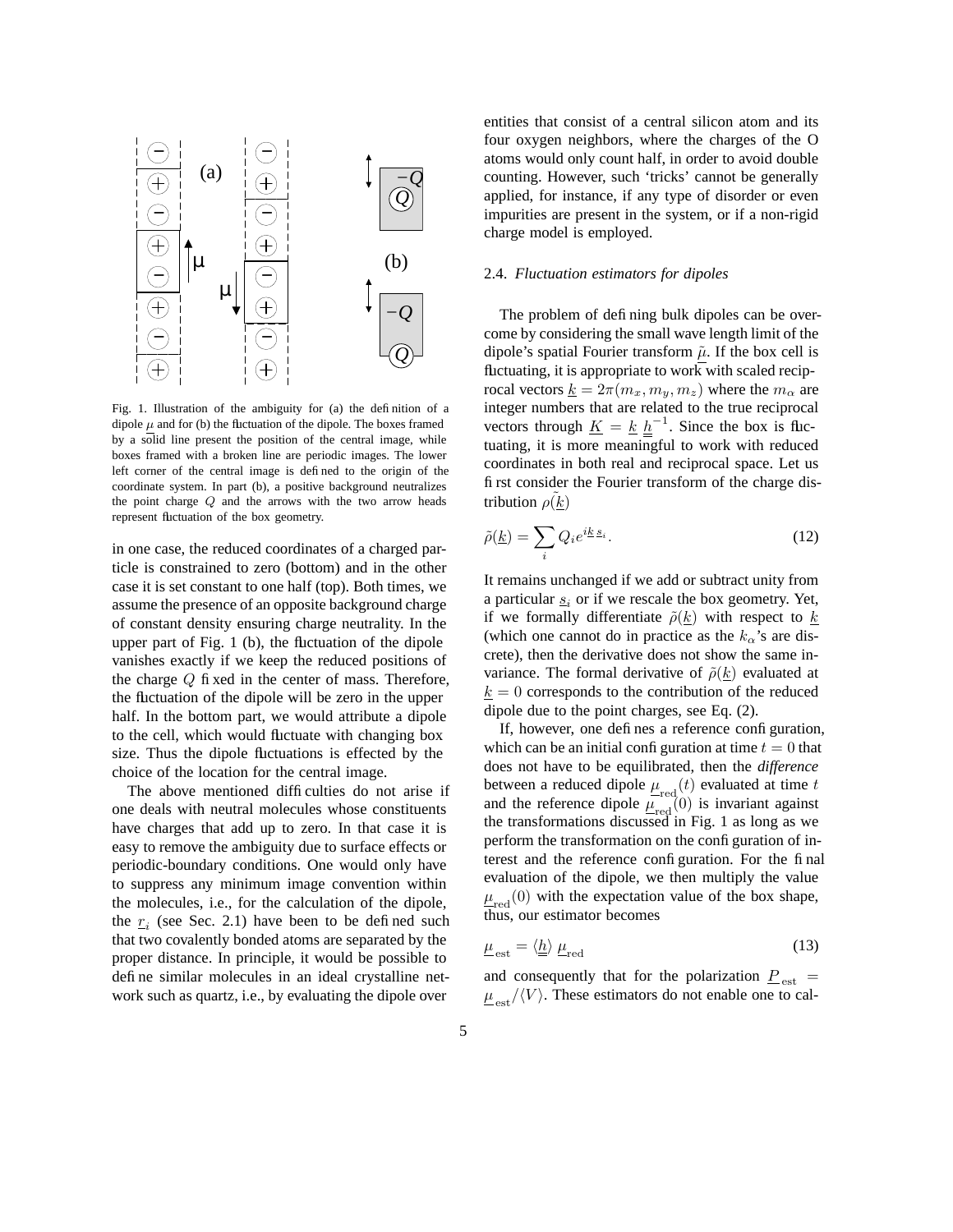(a)

μ

μ

(b)

$-Q$

$Q$

$-Q$

$Q$

Fig. 1. Illustration of the ambiguity for (a) the definition of a dipole $\underline{\mu}$ and for (b) the fluctuation of the dipole. The boxes framed by a solid line present the position of the central image, while boxes framed with a broken line are periodic images. The lower left corner of the central image is defined to the origin of the coordinate system. In part (b), a positive background neutralizes the point charge $Q$ and the arrows with the two arrow heads represent fluctuation of the box geometry.

in one case, the reduced coordinates of a charged particle is constrained to zero (bottom) and in the other case it is set constant to one half (top). Both times, we assume the presence of an opposite background charge of constant density ensuring charge neutrality. In the upper part of Fig. 1 (b), the fluctuation of the dipole vanishes exactly if we keep the reduced positions of the charge $Q$ fixed in the center of mass. Therefore, the fluctuation of the dipole will be zero in the upper half. In the bottom part, we would attribute a dipole to the cell, which would fluctuate with changing box size. Thus the dipole fluctuations is effected by the choice of the location for the central image.

The above mentioned difficulties do not arise if one deals with neutral molecules whose constituents have charges that add up to zero. In that case it is easy to remove the ambiguity due to surface effects or periodic-boundary conditions. One would only have to suppress any minimum image convention within the molecules, i.e., for the calculation of the dipole, the $\underline{r}_i$ (see Sec. 2.1) have been to be defined such that two covalently bonded atoms are separated by the proper distance. In principle, it would be possible to define similar molecules in an ideal crystalline network such as quartz, i.e., by evaluating the dipole over entities that consist of a central silicon atom and its four oxygen neighbors, where the charges of the O atoms would only count half, in order to avoid double counting. However, such 'tricks' cannot be generally applied, for instance, if any type of disorder or even impurities are present in the system, or if a non-rigid charge model is employed.

### 2.4. *Fluctuation estimators for dipoles*

The problem of defining bulk dipoles can be overcome by considering the small wave length limit of the dipole's spatial Fourier transform $\underline{\tilde{\mu}}$. If the box cell is fluctuating, it is appropriate to work with scaled reciprocal vectors $\underline{k} = 2\pi(m_x, m_y, m_z)$ where the $m_\alpha$ are integer numbers that are related to the true reciprocal vectors through $\underline{K} = \underline{k}\ \underline{\underline{h}}^{-1}$. Since the box is fluctuating, it is more meaningful to work with reduced coordinates in both real and reciprocal space. Let us first consider the Fourier transform of the charge distribution $\rho(\tilde{\underline{k}})$

$$\tilde{\rho}(\underline{k}) = \sum_i Q_i e^{i\underline{k}\,\underline{s}_i}. \tag{12}$$

It remains unchanged if we add or subtract unity from a particular $\underline{s}_i$ or if we rescale the box geometry. Yet, if we formally differentiate $\tilde{\rho}(\underline{k})$ with respect to $\underline{k}$ (which one cannot do in practice as the $k_\alpha$'s are discrete), then the derivative does not show the same invariance. The formal derivative of $\tilde{\rho}(\underline{k})$ evaluated at $\underline{k} = 0$ corresponds to the contribution of the reduced dipole due to the point charges, see Eq. (2).

If, however, one defines a reference configuration, which can be an initial configuration at time $t = 0$ that does not have to be equilibrated, then the *difference* between a reduced dipole $\underline{\mu}_{\rm red}(t)$ evaluated at time $t$ and the reference dipole $\underline{\mu}_{\rm red}(0)$ is invariant against the transformations discussed in Fig. 1 as long as we perform the transformation on the configuration of interest and the reference configuration. For the final evaluation of the dipole, we then multiply the value $\underline{\mu}_{\rm red}(0)$ with the expectation value of the box shape, thus, our estimator becomes

$$\underline{\mu}_{\rm est} = \langle \underline{\underline{h}} \rangle\ \underline{\mu}_{\rm red} \tag{13}$$

and consequently that for the polarization $\underline{P}_{\rm est} = \underline{\mu}_{\rm est}/\langle V \rangle$. These estimators do not enable one to cal-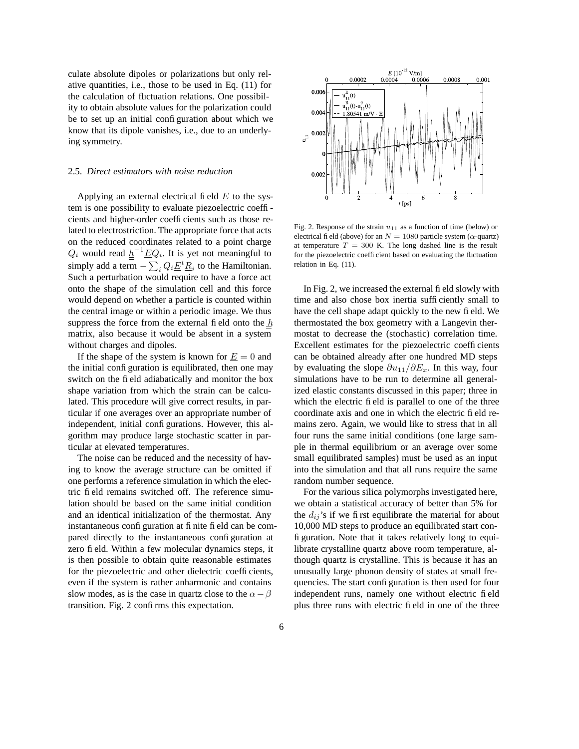culate absolute dipoles or polarizations but only relative quantities, i.e., those to be used in Eq. (11) for the calculation of fluctuation relations. One possibility to obtain absolute values for the polarization could be to set up an initial configuration about which we know that its dipole vanishes, i.e., due to an underlying symmetry.

### 2.5. *Direct estimators with noise reduction*

Applying an external electrical field $\underline{E}$ to the system is one possibility to evaluate piezoelectric coefficients and higher-order coefficients such as those related to electrostriction. The appropriate force that acts on the reduced coordinates related to a point charge $Q_i$ would read $\underline{\underline{h}}^{-1}\underline{E}Q_i$. It is yet not meaningful to simply add a term $-\sum_i Q_i \underline{E}^t \underline{R}_i$ to the Hamiltonian. Such a perturbation would require to have a force act onto the shape of the simulation cell and this force would depend on whether a particle is counted within the central image or within a periodic image. We thus suppress the force from the external field onto the $\underline{\underline{h}}$ matrix, also because it would be absent in a system without charges and dipoles.

If the shape of the system is known for $\underline{E} = 0$ and the initial configuration is equilibrated, then one may switch on the field adiabatically and monitor the box shape variation from which the strain can be calculated. This procedure will give correct results, in particular if one averages over an appropriate number of independent, initial configurations. However, this algorithm may produce large stochastic scatter in particular at elevated temperatures.

The noise can be reduced and the necessity of having to know the average structure can be omitted if one performs a reference simulation in which the electric field remains switched off. The reference simulation should be based on the same initial condition and an identical initialization of the thermostat. Any instantaneous configuration at finite field can be compared directly to the instantaneous configuration at zero field. Within a few molecular dynamics steps, it is then possible to obtain quite reasonable estimates for the piezoelectric and other dielectric coefficients, even if the system is rather anharmonic and contains slow modes, as is the case in quartz close to the $\alpha-\beta$ transition. Fig. 2 confirms this expectation.

Fig. 2. Response of the strain $u_{11}$ as a function of time (below) or electrical field (above) for an $N = 1080$ particle system ($\alpha$-quartz) at temperature $T = 300$ K. The long dashed line is the result for the piezoelectric coefficient based on evaluating the fluctuation relation in Eq. (11).

In Fig. 2, we increased the external field slowly with time and also chose box inertia sufficiently small to have the cell shape adapt quickly to the new field. We thermostated the box geometry with a Langevin thermostat to decrease the (stochastic) correlation time. Excellent estimates for the piezoelectric coefficients can be obtained already after one hundred MD steps by evaluating the slope $\partial u_{11}/\partial E_x$. In this way, four simulations have to be run to determine all generalized elastic constants discussed in this paper; three in which the electric field is parallel to one of the three coordinate axis and one in which the electric field remains zero. Again, we would like to stress that in all four runs the same initial conditions (one large sample in thermal equilibrium or an average over some small equilibrated samples) must be used as an input into the simulation and that all runs require the same random number sequence.

For the various silica polymorphs investigated here, we obtain a statistical accuracy of better than 5% for the $d_{ij}$'s if we first equilibrate the material for about 10,000 MD steps to produce an equilibrated start configuration. Note that it takes relatively long to equilibrate crystalline quartz above room temperature, although quartz is crystalline. This is because it has an unusually large phonon density of states at small frequencies. The start configuration is then used for four independent runs, namely one without electric field plus three runs with electric field in one of the three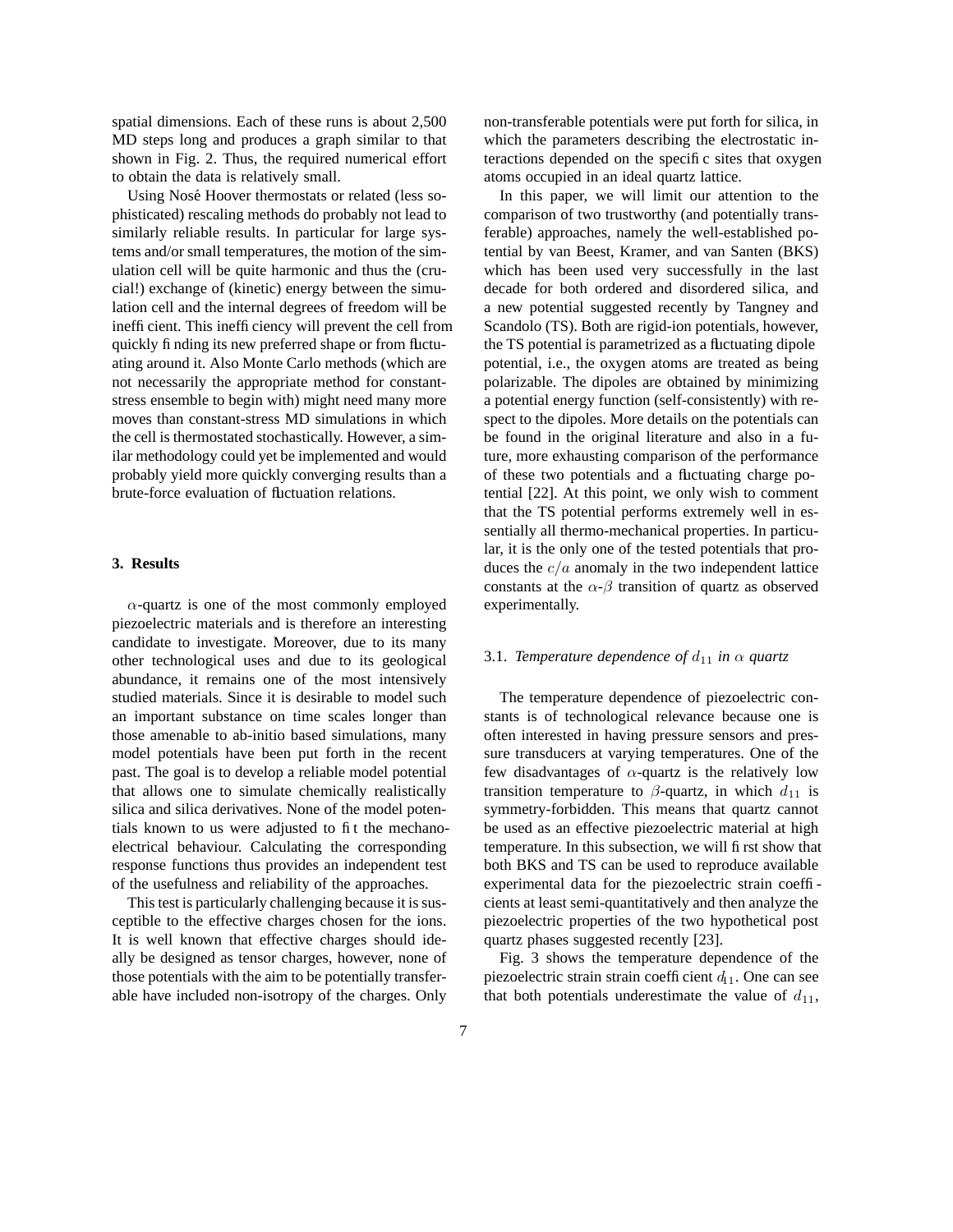spatial dimensions. Each of these runs is about 2,500 MD steps long and produces a graph similar to that shown in Fig. 2. Thus, the required numerical effort to obtain the data is relatively small.

Using Nosé Hoover thermostats or related (less sophisticated) rescaling methods do probably not lead to similarly reliable results. In particular for large systems and/or small temperatures, the motion of the simulation cell will be quite harmonic and thus the (crucial!) exchange of (kinetic) energy between the simulation cell and the internal degrees of freedom will be inefficient. This inefficiency will prevent the cell from quickly finding its new preferred shape or from fluctuating around it. Also Monte Carlo methods (which are not necessarily the appropriate method for constant-stress ensemble to begin with) might need many more moves than constant-stress MD simulations in which the cell is thermostated stochastically. However, a similar methodology could yet be implemented and would probably yield more quickly converging results than a brute-force evaluation of fluctuation relations.

## 3. Results

$\alpha$-quartz is one of the most commonly employed piezoelectric materials and is therefore an interesting candidate to investigate. Moreover, due to its many other technological uses and due to its geological abundance, it remains one of the most intensively studied materials. Since it is desirable to model such an important substance on time scales longer than those amenable to ab-initio based simulations, many model potentials have been put forth in the recent past. The goal is to develop a reliable model potential that allows one to simulate chemically realistically silica and silica derivatives. None of the model potentials known to us were adjusted to fit the mechano-electrical behaviour. Calculating the corresponding response functions thus provides an independent test of the usefulness and reliability of the approaches.

This test is particularly challenging because it is susceptible to the effective charges chosen for the ions. It is well known that effective charges should ideally be designed as tensor charges, however, none of those potentials with the aim to be potentially transferable have included non-isotropy of the charges. Only non-transferable potentials were put forth for silica, in which the parameters describing the electrostatic interactions depended on the specific sites that oxygen atoms occupied in an ideal quartz lattice.

In this paper, we will limit our attention to the comparison of two trustworthy (and potentially transferable) approaches, namely the well-established potential by van Beest, Kramer, and van Santen (BKS) which has been used very successfully in the last decade for both ordered and disordered silica, and a new potential suggested recently by Tangney and Scandolo (TS). Both are rigid-ion potentials, however, the TS potential is parametrized as a fluctuating dipole potential, i.e., the oxygen atoms are treated as being polarizable. The dipoles are obtained by minimizing a potential energy function (self-consistently) with respect to the dipoles. More details on the potentials can be found in the original literature and also in a future, more exhausting comparison of the performance of these two potentials and a fluctuating charge potential [22]. At this point, we only wish to comment that the TS potential performs extremely well in essentially all thermo-mechanical properties. In particular, it is the only one of the tested potentials that produces the $c/a$ anomaly in the two independent lattice constants at the $\alpha$-$\beta$ transition of quartz as observed experimentally.

### 3.1. *Temperature dependence of $d_{11}$ in $\alpha$ quartz*

The temperature dependence of piezoelectric constants is of technological relevance because one is often interested in having pressure sensors and pressure transducers at varying temperatures. One of the few disadvantages of $\alpha$-quartz is the relatively low transition temperature to $\beta$-quartz, in which $d_{11}$ is symmetry-forbidden. This means that quartz cannot be used as an effective piezoelectric material at high temperature. In this subsection, we will first show that both BKS and TS can be used to reproduce available experimental data for the piezoelectric strain coefficients at least semi-quantitatively and then analyze the piezoelectric properties of the two hypothetical post quartz phases suggested recently [23].

Fig. 3 shows the temperature dependence of the piezoelectric strain strain coefficient $d_{11}$. One can see that both potentials underestimate the value of $d_{11}$,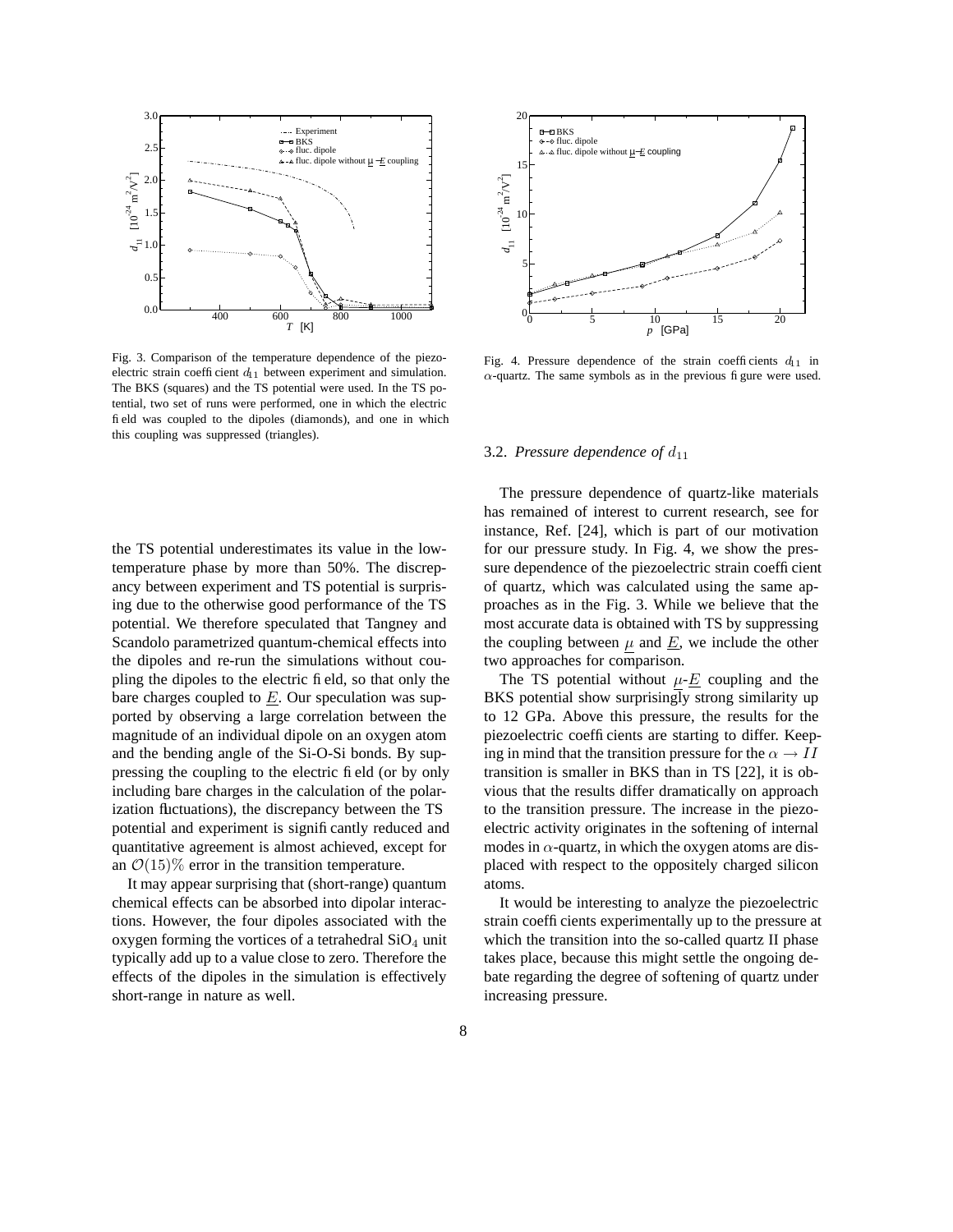Fig. 3. Comparison of the temperature dependence of the piezoelectric strain coefficient $d_{11}$ between experiment and simulation. The BKS (squares) and the TS potential were used. In the TS potential, two set of runs were performed, one in which the electric field was coupled to the dipoles (diamonds), and one in which this coupling was suppressed (triangles).

Fig. 4. Pressure dependence of the strain coefficients $d_{11}$ in $\alpha$-quartz. The same symbols as in the previous figure were used.

the TS potential underestimates its value in the low-temperature phase by more than 50%. The discrepancy between experiment and TS potential is surprising due to the otherwise good performance of the TS potential. We therefore speculated that Tangney and Scandolo parametrized quantum-chemical effects into the dipoles and re-run the simulations without coupling the dipoles to the electric field, so that only the bare charges coupled to $\underline{E}$. Our speculation was supported by observing a large correlation between the magnitude of an individual dipole on an oxygen atom and the bending angle of the Si-O-Si bonds. By suppressing the coupling to the electric field (or by only including bare charges in the calculation of the polarization fluctuations), the discrepancy between the TS potential and experiment is significantly reduced and quantitative agreement is almost achieved, except for an $\mathcal{O}(15)\%$ error in the transition temperature.

It may appear surprising that (short-range) quantum chemical effects can be absorbed into dipolar interactions. However, the four dipoles associated with the oxygen forming the vortices of a tetrahedral $SiO_4$ unit typically add up to a value close to zero. Therefore the effects of the dipoles in the simulation is effectively short-range in nature as well.

### 3.2. *Pressure dependence of* $d_{11}$

The pressure dependence of quartz-like materials has remained of interest to current research, see for instance, Ref. [24], which is part of our motivation for our pressure study. In Fig. 4, we show the pressure dependence of the piezoelectric strain coefficient of quartz, which was calculated using the same approaches as in the Fig. 3. While we believe that the most accurate data is obtained with TS by suppressing the coupling between $\underline{\mu}$ and $\underline{E}$, we include the other two approaches for comparison.

The TS potential without $\underline{\mu}$-$\underline{E}$ coupling and the BKS potential show surprisingly strong similarity up to 12 GPa. Above this pressure, the results for the piezoelectric coefficients are starting to differ. Keeping in mind that the transition pressure for the $\alpha \to II$ transition is smaller in BKS than in TS [22], it is obvious that the results differ dramatically on approach to the transition pressure. The increase in the piezoelectric activity originates in the softening of internal modes in $\alpha$-quartz, in which the oxygen atoms are displaced with respect to the oppositely charged silicon atoms.

It would be interesting to analyze the piezoelectric strain coefficients experimentally up to the pressure at which the transition into the so-called quartz II phase takes place, because this might settle the ongoing debate regarding the degree of softening of quartz under increasing pressure.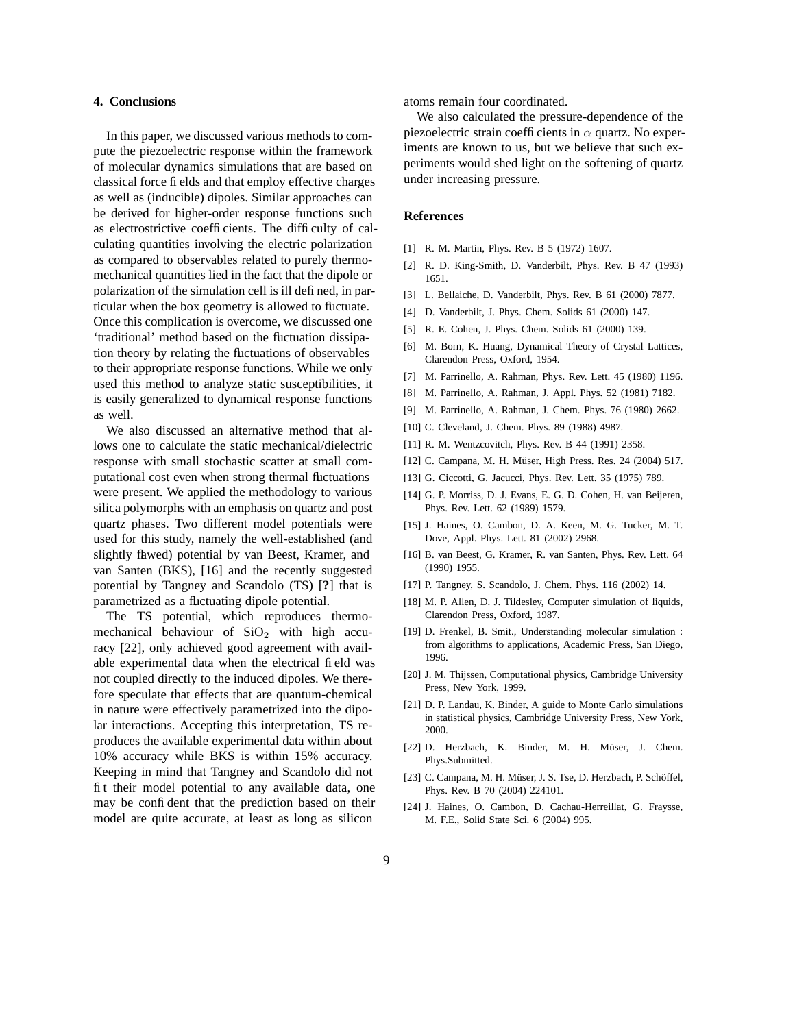## 4. Conclusions

In this paper, we discussed various methods to compute the piezoelectric response within the framework of molecular dynamics simulations that are based on classical force fields and that employ effective charges as well as (inducible) dipoles. Similar approaches can be derived for higher-order response functions such as electrostrictive coefficients. The difficulty of calculating quantities involving the electric polarization as compared to observables related to purely thermo-mechanical quantities lied in the fact that the dipole or polarization of the simulation cell is ill defined, in particular when the box geometry is allowed to fluctuate. Once this complication is overcome, we discussed one 'traditional' method based on the fluctuation dissipation theory by relating the fluctuations of observables to their appropriate response functions. While we only used this method to analyze static susceptibilities, it is easily generalized to dynamical response functions as well.

We also discussed an alternative method that allows one to calculate the static mechanical/dielectric response with small stochastic scatter at small computational cost even when strong thermal fluctuations were present. We applied the methodology to various silica polymorphs with an emphasis on quartz and post quartz phases. Two different model potentials were used for this study, namely the well-established (and slightly flawed) potential by van Beest, Kramer, and van Santen (BKS), [16] and the recently suggested potential by Tangney and Scandolo (TS) [**?**] that is parametrized as a fluctuating dipole potential.

The TS potential, which reproduces thermo-mechanical behaviour of $SiO_2$ with high accuracy [22], only achieved good agreement with available experimental data when the electrical field was not coupled directly to the induced dipoles. We therefore speculate that effects that are quantum-chemical in nature were effectively parametrized into the dipolar interactions. Accepting this interpretation, TS reproduces the available experimental data within about 10% accuracy while BKS is within 15% accuracy. Keeping in mind that Tangney and Scandolo did not fit their model potential to any available data, one may be confident that the prediction based on their model are quite accurate, at least as long as silicon atoms remain four coordinated.

We also calculated the pressure-dependence of the piezoelectric strain coefficients in $\alpha$ quartz. No experiments are known to us, but we believe that such experiments would shed light on the softening of quartz under increasing pressure.

## References

[1] R. M. Martin, Phys. Rev. B 5 (1972) 1607.

[2] R. D. King-Smith, D. Vanderbilt, Phys. Rev. B 47 (1993) 1651.

[3] L. Bellaiche, D. Vanderbilt, Phys. Rev. B 61 (2000) 7877.

[4] D. Vanderbilt, J. Phys. Chem. Solids 61 (2000) 147.

[5] R. E. Cohen, J. Phys. Chem. Solids 61 (2000) 139.

[6] M. Born, K. Huang, Dynamical Theory of Crystal Lattices, Clarendon Press, Oxford, 1954.

[7] M. Parrinello, A. Rahman, Phys. Rev. Lett. 45 (1980) 1196.

[8] M. Parrinello, A. Rahman, J. Appl. Phys. 52 (1981) 7182.

[9] M. Parrinello, A. Rahman, J. Chem. Phys. 76 (1980) 2662.

[10] C. Cleveland, J. Chem. Phys. 89 (1988) 4987.

[11] R. M. Wentzcovitch, Phys. Rev. B 44 (1991) 2358.

[12] C. Campana, M. H. Müser, High Press. Res. 24 (2004) 517.

[13] G. Ciccotti, G. Jacucci, Phys. Rev. Lett. 35 (1975) 789.

[14] G. P. Morriss, D. J. Evans, E. G. D. Cohen, H. van Beijeren, Phys. Rev. Lett. 62 (1989) 1579.

[15] J. Haines, O. Cambon, D. A. Keen, M. G. Tucker, M. T. Dove, Appl. Phys. Lett. 81 (2002) 2968.

[16] B. van Beest, G. Kramer, R. van Santen, Phys. Rev. Lett. 64 (1990) 1955.

[17] P. Tangney, S. Scandolo, J. Chem. Phys. 116 (2002) 14.

[18] M. P. Allen, D. J. Tildesley, Computer simulation of liquids, Clarendon Press, Oxford, 1987.

[19] D. Frenkel, B. Smit., Understanding molecular simulation : from algorithms to applications, Academic Press, San Diego, 1996.

[20] J. M. Thijssen, Computational physics, Cambridge University Press, New York, 1999.

[21] D. P. Landau, K. Binder, A guide to Monte Carlo simulations in statistical physics, Cambridge University Press, New York, 2000.

[22] D. Herzbach, K. Binder, M. H. Müser, J. Chem. Phys.Submitted.

[23] C. Campana, M. H. Müser, J. S. Tse, D. Herzbach, P. Schöffel, Phys. Rev. B 70 (2004) 224101.

[24] J. Haines, O. Cambon, D. Cachau-Herreillat, G. Fraysse, M. F.E., Solid State Sci. 6 (2004) 995.